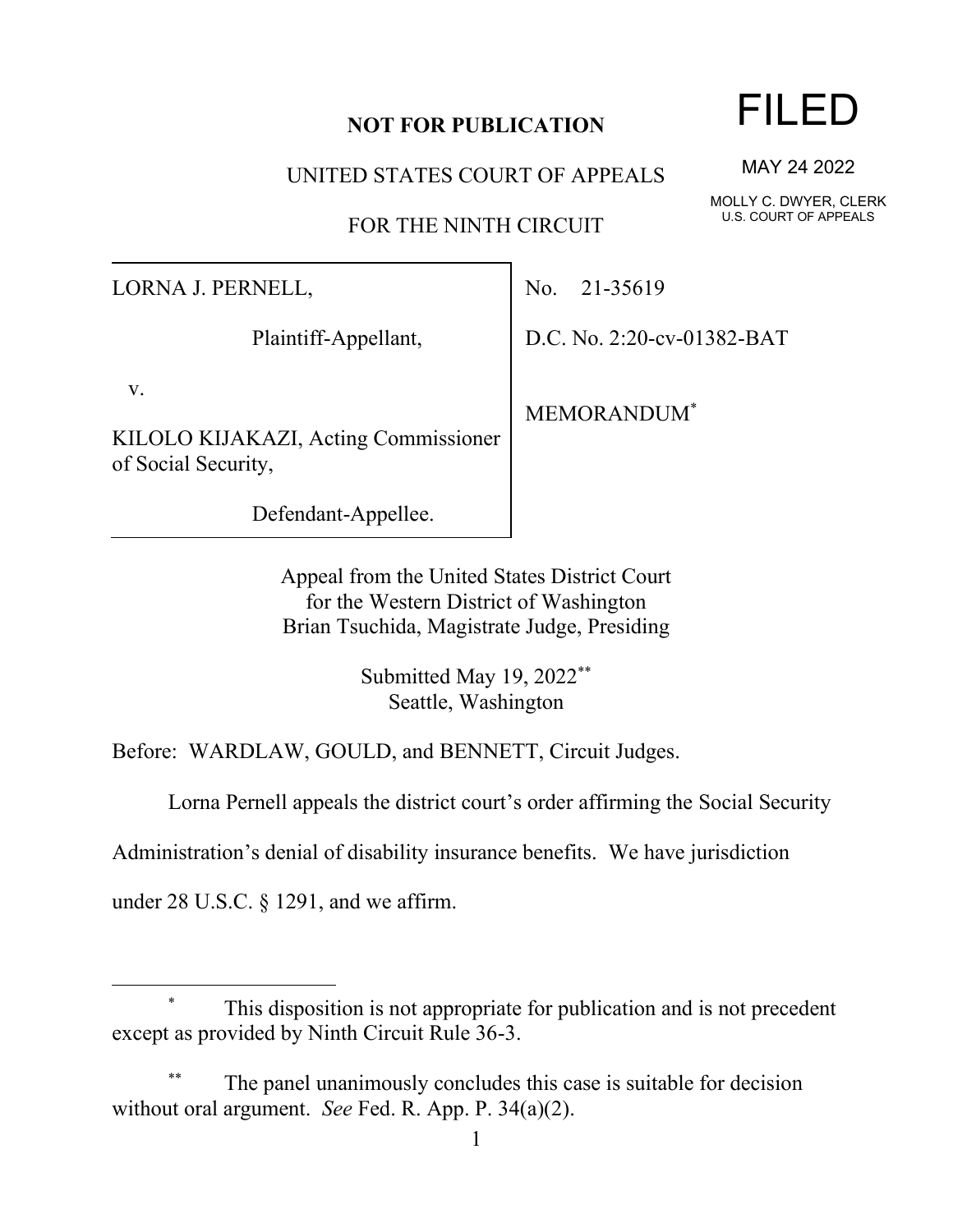**NOT FOR PUBLICATION**

FILED

MAY 24 2022

MOLLY C. DWYER, CLERK
U.S. COURT OF APPEALS

UNITED STATES COURT OF APPEALS

FOR THE NINTH CIRCUIT

| | |
|---|---|
| LORNA J. PERNELL, <br><br> Plaintiff-Appellant, <br><br> v. <br><br> KILOLO KIJAKAZI, Acting Commissioner of Social Security, <br><br> Defendant-Appellee. | No. 21-35619 <br><br> D.C. No. 2:20-cv-01382-BAT <br><br> MEMORANDUM* |

Appeal from the United States District Court
for the Western District of Washington
Brian Tsuchida, Magistrate Judge, Presiding

Submitted May 19, 2022**
Seattle, Washington

Before: WARDLAW, GOULD, and BENNETT, Circuit Judges.

Lorna Pernell appeals the district court's order affirming the Social Security Administration's denial of disability insurance benefits. We have jurisdiction under 28 U.S.C. § 1291, and we affirm.

---

\* This disposition is not appropriate for publication and is not precedent except as provided by Ninth Circuit Rule 36-3.

\*\* The panel unanimously concludes this case is suitable for decision without oral argument. *See* Fed. R. App. P. 34(a)(2).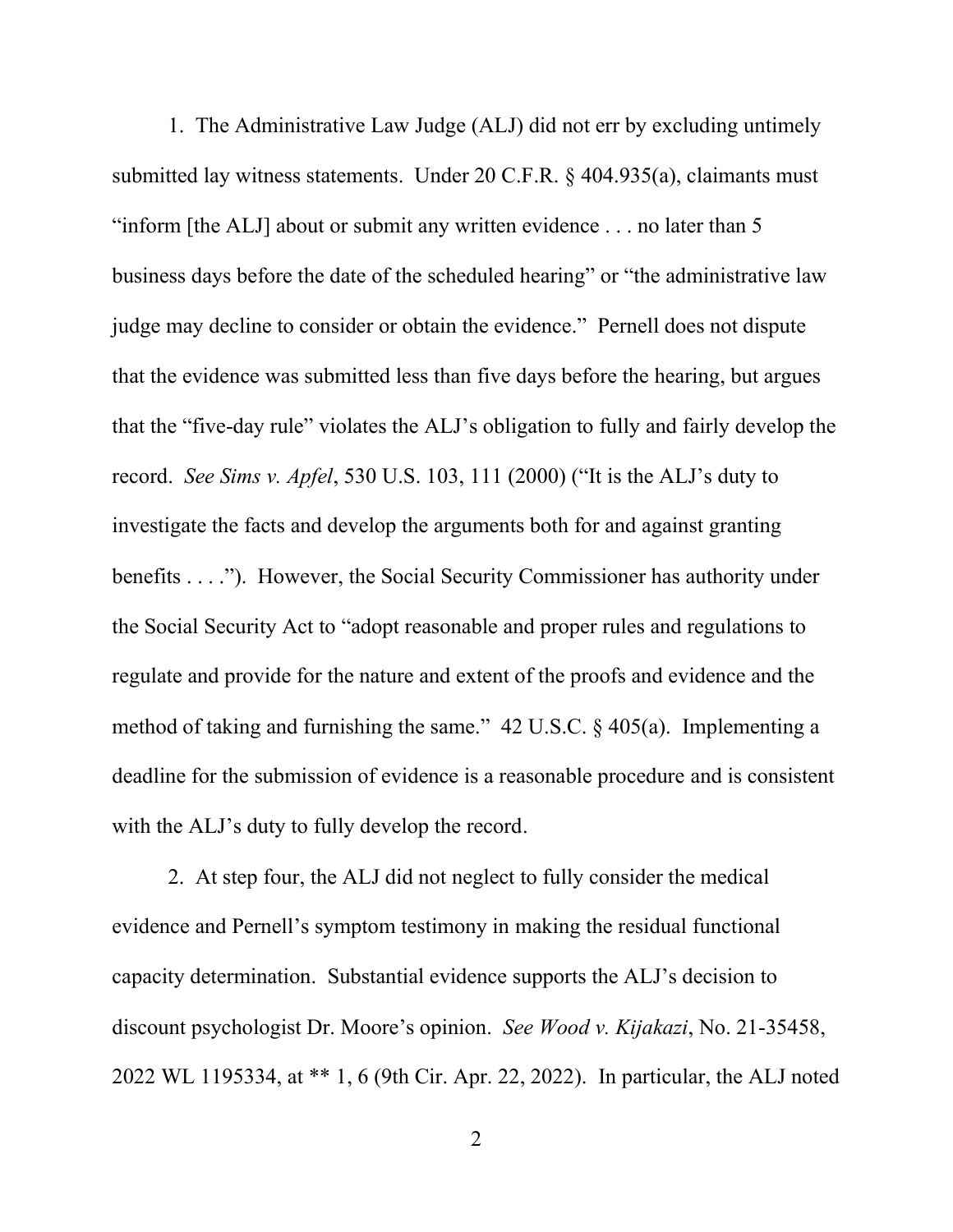1. The Administrative Law Judge (ALJ) did not err by excluding untimely submitted lay witness statements. Under 20 C.F.R. § 404.935(a), claimants must "inform [the ALJ] about or submit any written evidence . . . no later than 5 business days before the date of the scheduled hearing" or "the administrative law judge may decline to consider or obtain the evidence." Pernell does not dispute that the evidence was submitted less than five days before the hearing, but argues that the "five-day rule" violates the ALJ's obligation to fully and fairly develop the record. *See Sims v. Apfel*, 530 U.S. 103, 111 (2000) ("It is the ALJ's duty to investigate the facts and develop the arguments both for and against granting benefits . . . ."). However, the Social Security Commissioner has authority under the Social Security Act to "adopt reasonable and proper rules and regulations to regulate and provide for the nature and extent of the proofs and evidence and the method of taking and furnishing the same." 42 U.S.C. § 405(a). Implementing a deadline for the submission of evidence is a reasonable procedure and is consistent with the ALJ's duty to fully develop the record.

2. At step four, the ALJ did not neglect to fully consider the medical evidence and Pernell's symptom testimony in making the residual functional capacity determination. Substantial evidence supports the ALJ's decision to discount psychologist Dr. Moore's opinion. *See Wood v. Kijakazi*, No. 21-35458, 2022 WL 1195334, at ** 1, 6 (9th Cir. Apr. 22, 2022). In particular, the ALJ noted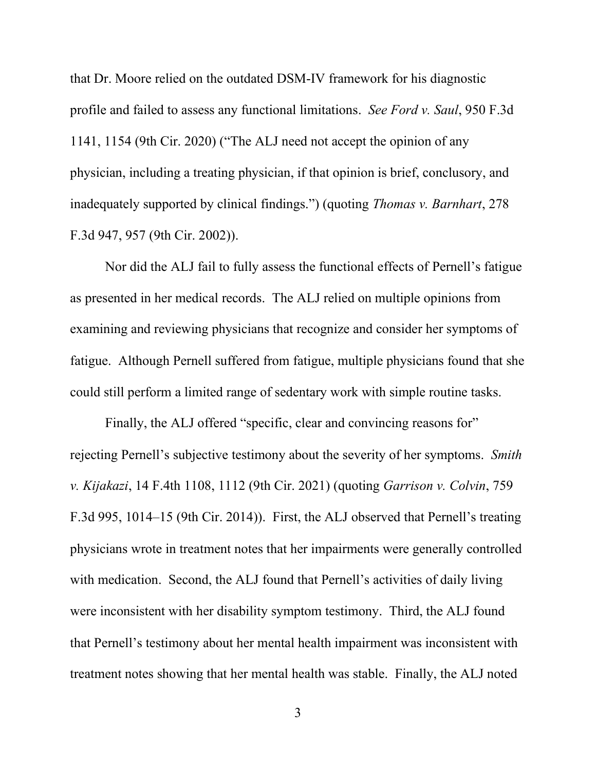that Dr. Moore relied on the outdated DSM-IV framework for his diagnostic profile and failed to assess any functional limitations. *See Ford v. Saul*, 950 F.3d 1141, 1154 (9th Cir. 2020) ("The ALJ need not accept the opinion of any physician, including a treating physician, if that opinion is brief, conclusory, and inadequately supported by clinical findings.") (quoting *Thomas v. Barnhart*, 278 F.3d 947, 957 (9th Cir. 2002)).

Nor did the ALJ fail to fully assess the functional effects of Pernell's fatigue as presented in her medical records. The ALJ relied on multiple opinions from examining and reviewing physicians that recognize and consider her symptoms of fatigue. Although Pernell suffered from fatigue, multiple physicians found that she could still perform a limited range of sedentary work with simple routine tasks.

Finally, the ALJ offered "specific, clear and convincing reasons for" rejecting Pernell's subjective testimony about the severity of her symptoms. *Smith v. Kijakazi*, 14 F.4th 1108, 1112 (9th Cir. 2021) (quoting *Garrison v. Colvin*, 759 F.3d 995, 1014–15 (9th Cir. 2014)). First, the ALJ observed that Pernell's treating physicians wrote in treatment notes that her impairments were generally controlled with medication. Second, the ALJ found that Pernell's activities of daily living were inconsistent with her disability symptom testimony. Third, the ALJ found that Pernell's testimony about her mental health impairment was inconsistent with treatment notes showing that her mental health was stable. Finally, the ALJ noted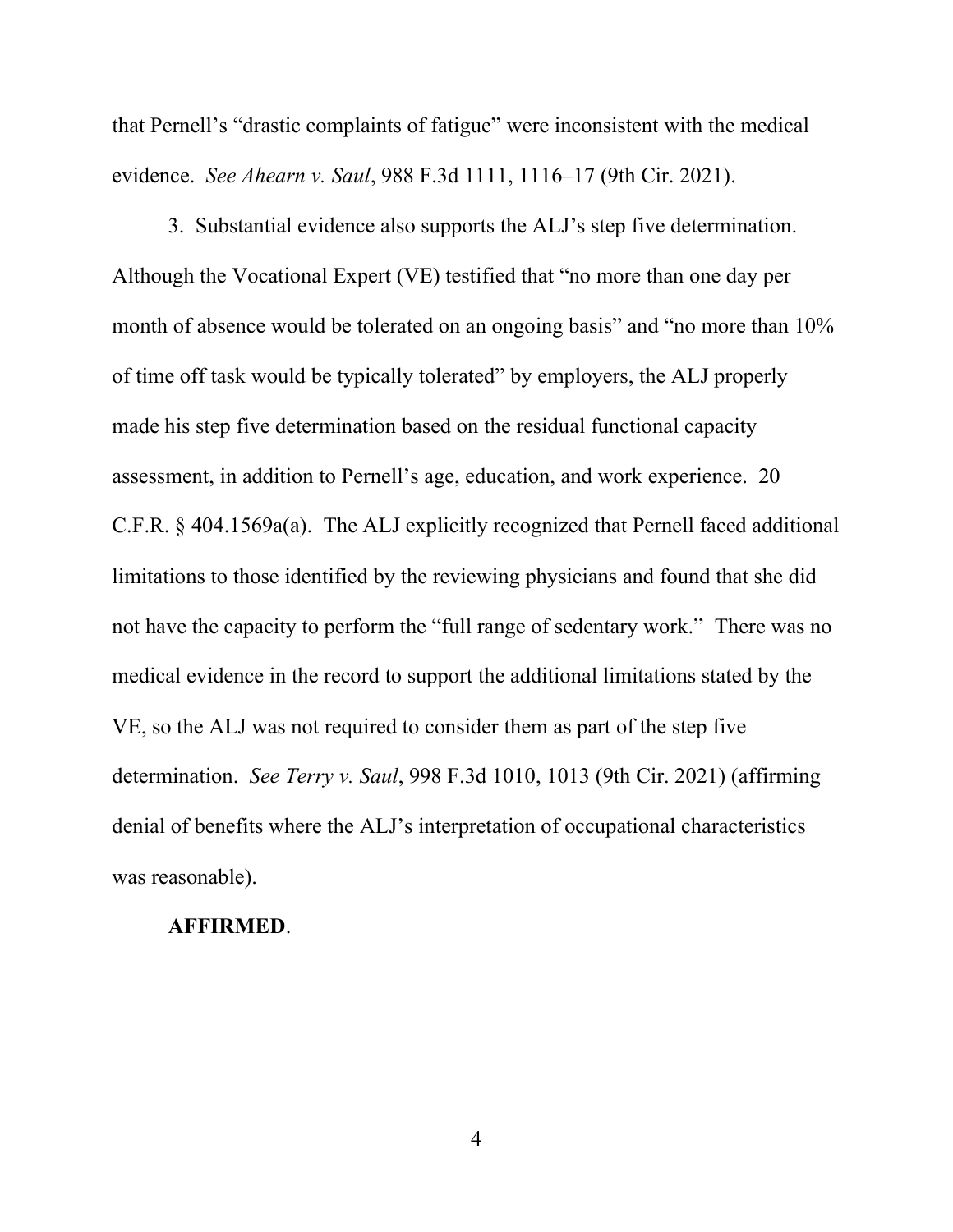that Pernell's "drastic complaints of fatigue" were inconsistent with the medical evidence. *See Ahearn v. Saul*, 988 F.3d 1111, 1116–17 (9th Cir. 2021).

3. Substantial evidence also supports the ALJ's step five determination. Although the Vocational Expert (VE) testified that "no more than one day per month of absence would be tolerated on an ongoing basis" and "no more than 10% of time off task would be typically tolerated" by employers, the ALJ properly made his step five determination based on the residual functional capacity assessment, in addition to Pernell's age, education, and work experience. 20 C.F.R. § 404.1569a(a). The ALJ explicitly recognized that Pernell faced additional limitations to those identified by the reviewing physicians and found that she did not have the capacity to perform the "full range of sedentary work." There was no medical evidence in the record to support the additional limitations stated by the VE, so the ALJ was not required to consider them as part of the step five determination. *See Terry v. Saul*, 998 F.3d 1010, 1013 (9th Cir. 2021) (affirming denial of benefits where the ALJ's interpretation of occupational characteristics was reasonable).

**AFFIRMED**.